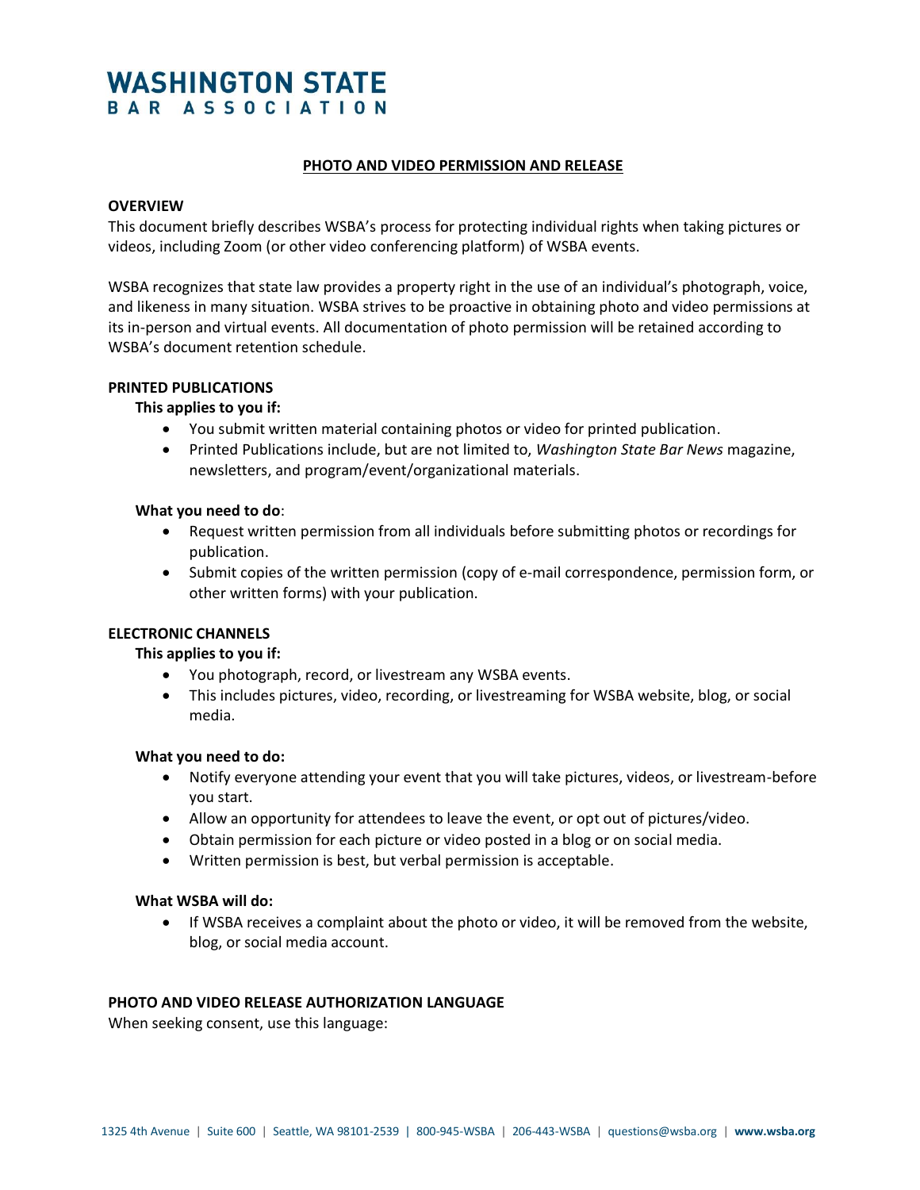# WASHINGTON STATE BAR ASSOCIATION

## PHOTO AND VIDEO PERMISSION AND RELEASE

### OVERVIEW

This document briefly describes WSBA's process for protecting individual rights when taking pictures or videos, including Zoom (or other video conferencing platform) of WSBA events.

WSBA recognizes that state law provides a property right in the use of an individual's photograph, voice, and likeness in many situation. WSBA strives to be proactive in obtaining photo and video permissions at its in-person and virtual events. All documentation of photo permission will be retained according to WSBA's document retention schedule.

### PRINTED PUBLICATIONS

**This applies to you if:**

- You submit written material containing photos or video for printed publication.
- Printed Publications include, but are not limited to, *Washington State Bar News* magazine, newsletters, and program/event/organizational materials.

**What you need to do**:

- Request written permission from all individuals before submitting photos or recordings for publication.
- Submit copies of the written permission (copy of e-mail correspondence, permission form, or other written forms) with your publication.

### ELECTRONIC CHANNELS

**This applies to you if:**

- You photograph, record, or livestream any WSBA events.
- This includes pictures, video, recording, or livestreaming for WSBA website, blog, or social media.

**What you need to do:**

- Notify everyone attending your event that you will take pictures, videos, or livestream-before you start.
- Allow an opportunity for attendees to leave the event, or opt out of pictures/video.
- Obtain permission for each picture or video posted in a blog or on social media.
- Written permission is best, but verbal permission is acceptable.

**What WSBA will do:**

- If WSBA receives a complaint about the photo or video, it will be removed from the website, blog, or social media account.

### PHOTO AND VIDEO RELEASE AUTHORIZATION LANGUAGE

When seeking consent, use this language: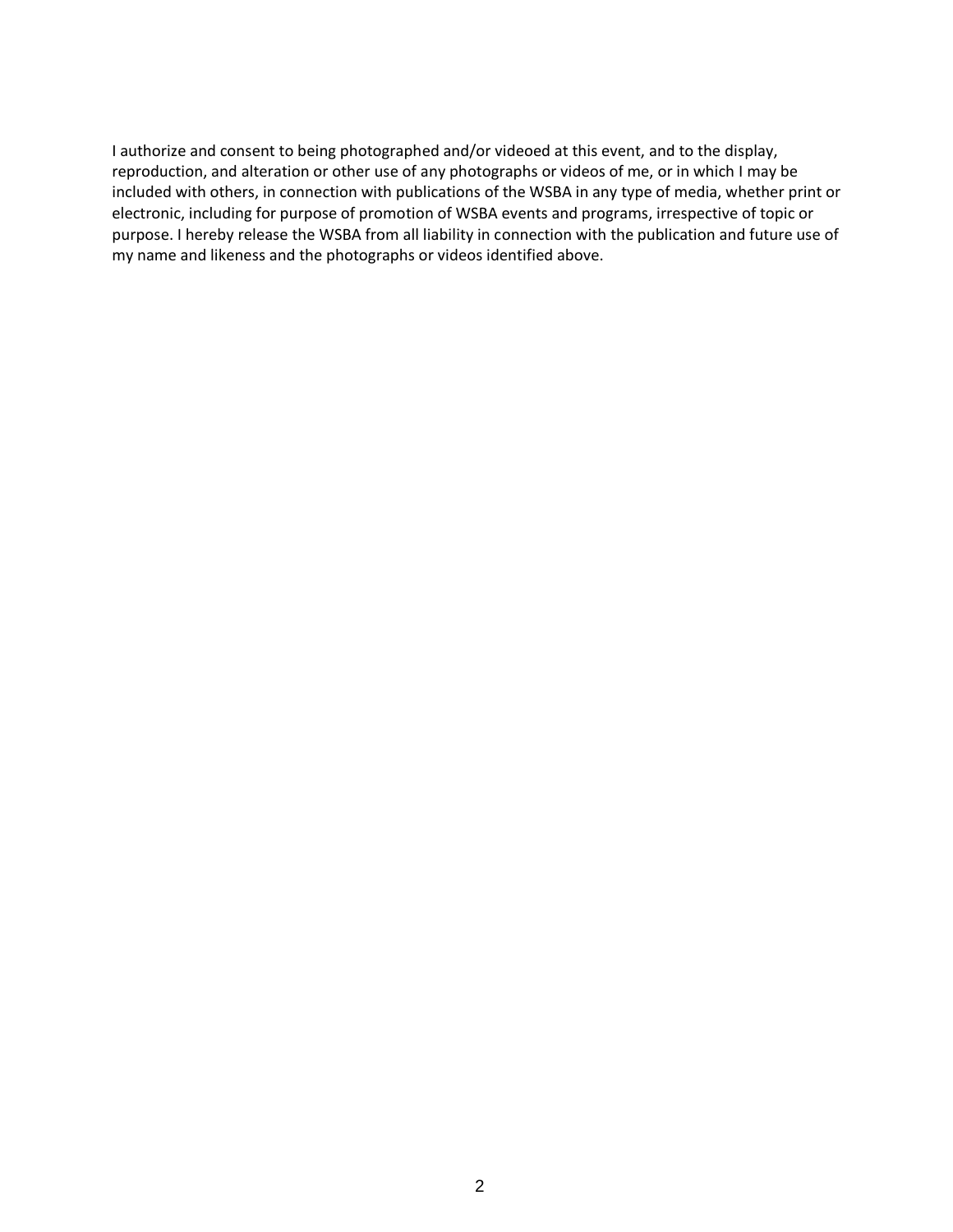I authorize and consent to being photographed and/or videoed at this event, and to the display, reproduction, and alteration or other use of any photographs or videos of me, or in which I may be included with others, in connection with publications of the WSBA in any type of media, whether print or electronic, including for purpose of promotion of WSBA events and programs, irrespective of topic or purpose. I hereby release the WSBA from all liability in connection with the publication and future use of my name and likeness and the photographs or videos identified above.